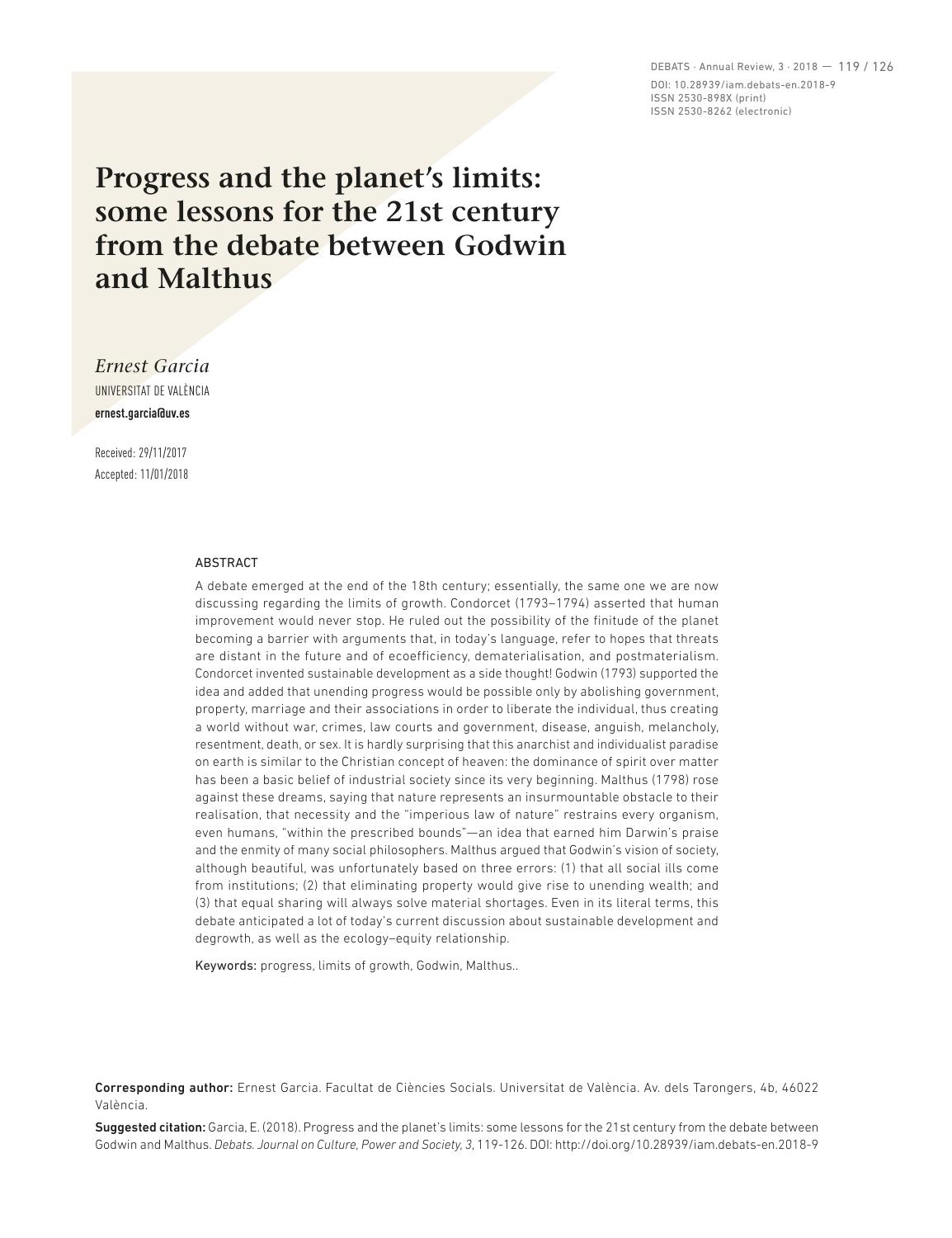# Progress and the planet's limits: some lessons for the 21st century from the debate between Godwin and Malthus

*Ernest Garcia*

UNIVERSITAT DE VALÈNCIA

**ernest.garcia@uv.es**

Received: 29/11/2017

Accepted: 11/01/2018

## ABSTRACT

A debate emerged at the end of the 18th century; essentially, the same one we are now discussing regarding the limits of growth. Condorcet (1793–1794) asserted that human improvement would never stop. He ruled out the possibility of the finitude of the planet becoming a barrier with arguments that, in today's language, refer to hopes that threats are distant in the future and of ecoefficiency, dematerialisation, and postmaterialism. Condorcet invented sustainable development as a side thought! Godwin (1793) supported the idea and added that unending progress would be possible only by abolishing government, property, marriage and their associations in order to liberate the individual, thus creating a world without war, crimes, law courts and government, disease, anguish, melancholy, resentment, death, or sex. It is hardly surprising that this anarchist and individualist paradise on earth is similar to the Christian concept of heaven: the dominance of spirit over matter has been a basic belief of industrial society since its very beginning. Malthus (1798) rose against these dreams, saying that nature represents an insurmountable obstacle to their realisation, that necessity and the "imperious law of nature" restrains every organism, even humans, "within the prescribed bounds"—an idea that earned him Darwin's praise and the enmity of many social philosophers. Malthus argued that Godwin's vision of society, although beautiful, was unfortunately based on three errors: (1) that all social ills come from institutions; (2) that eliminating property would give rise to unending wealth; and (3) that equal sharing will always solve material shortages. Even in its literal terms, this debate anticipated a lot of today's current discussion about sustainable development and degrowth, as well as the ecology–equity relationship.

**Keywords:** progress, limits of growth, Godwin, Malthus..

**Corresponding author:** Ernest Garcia. Facultat de Ciències Socials. Universitat de València. Av. dels Tarongers, 4b, 46022 València.

**Suggested citation:** Garcia, E. (2018). Progress and the planet's limits: some lessons for the 21st century from the debate between Godwin and Malthus. *Debats. Journal on Culture, Power and Society, 3*, 119-126. DOI: http://doi.org/10.28939/iam.debats-en.2018-9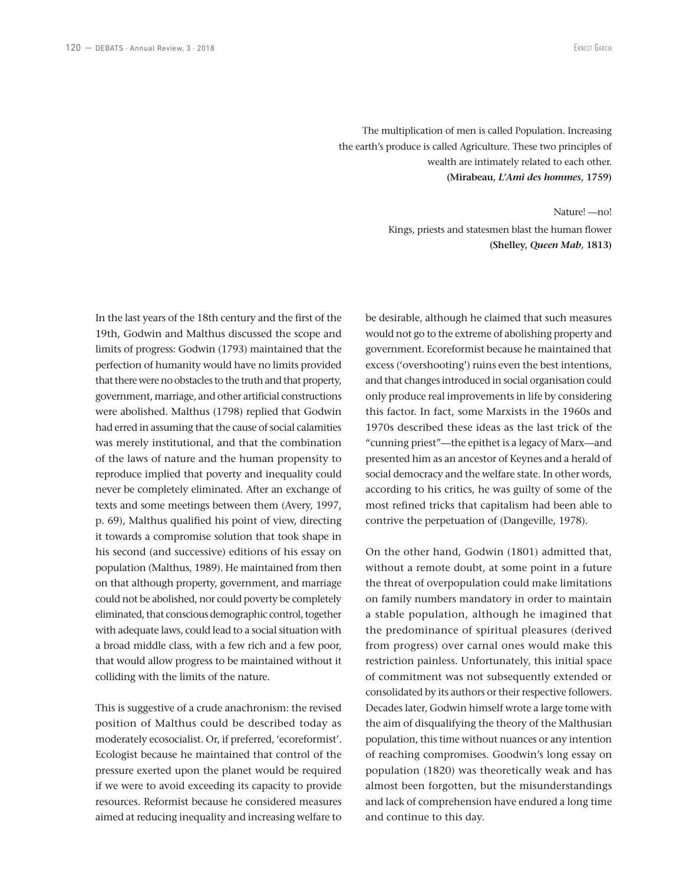> The multiplication of men is called Population. Increasing the earth's produce is called Agriculture. These two principles of wealth are intimately related to each other.
> **(Mirabeau, *L'Ami des hommes*, 1759)**

> Nature! —no!
> Kings, priests and statesmen blast the human flower
> **(Shelley, *Queen Mab*, 1813)**

In the last years of the 18th century and the first of the 19th, Godwin and Malthus discussed the scope and limits of progress: Godwin (1793) maintained that the perfection of humanity would have no limits provided that there were no obstacles to the truth and that property, government, marriage, and other artificial constructions were abolished. Malthus (1798) replied that Godwin had erred in assuming that the cause of social calamities was merely institutional, and that the combination of the laws of nature and the human propensity to reproduce implied that poverty and inequality could never be completely eliminated. After an exchange of texts and some meetings between them (Avery, 1997, p. 69), Malthus qualified his point of view, directing it towards a compromise solution that took shape in his second (and successive) editions of his essay on population (Malthus, 1989). He maintained from then on that although property, government, and marriage could not be abolished, nor could poverty be completely eliminated, that conscious demographic control, together with adequate laws, could lead to a social situation with a broad middle class, with a few rich and a few poor, that would allow progress to be maintained without it colliding with the limits of the nature.

This is suggestive of a crude anachronism: the revised position of Malthus could be described today as moderately ecosocialist. Or, if preferred, 'ecoreformist'. Ecologist because he maintained that control of the pressure exerted upon the planet would be required if we were to avoid exceeding its capacity to provide resources. Reformist because he considered measures aimed at reducing inequality and increasing welfare to be desirable, although he claimed that such measures would not go to the extreme of abolishing property and government. Ecoreformist because he maintained that excess ('overshooting') ruins even the best intentions, and that changes introduced in social organisation could only produce real improvements in life by considering this factor. In fact, some Marxists in the 1960s and 1970s described these ideas as the last trick of the "cunning priest"—the epithet is a legacy of Marx—and presented him as an ancestor of Keynes and a herald of social democracy and the welfare state. In other words, according to his critics, he was guilty of some of the most refined tricks that capitalism had been able to contrive the perpetuation of (Dangeville, 1978).

On the other hand, Godwin (1801) admitted that, without a remote doubt, at some point in a future the threat of overpopulation could make limitations on family numbers mandatory in order to maintain a stable population, although he imagined that the predominance of spiritual pleasures (derived from progress) over carnal ones would make this restriction painless. Unfortunately, this initial space of commitment was not subsequently extended or consolidated by its authors or their respective followers. Decades later, Godwin himself wrote a large tome with the aim of disqualifying the theory of the Malthusian population, this time without nuances or any intention of reaching compromises. Goodwin's long essay on population (1820) was theoretically weak and has almost been forgotten, but the misunderstandings and lack of comprehension have endured a long time and continue to this day.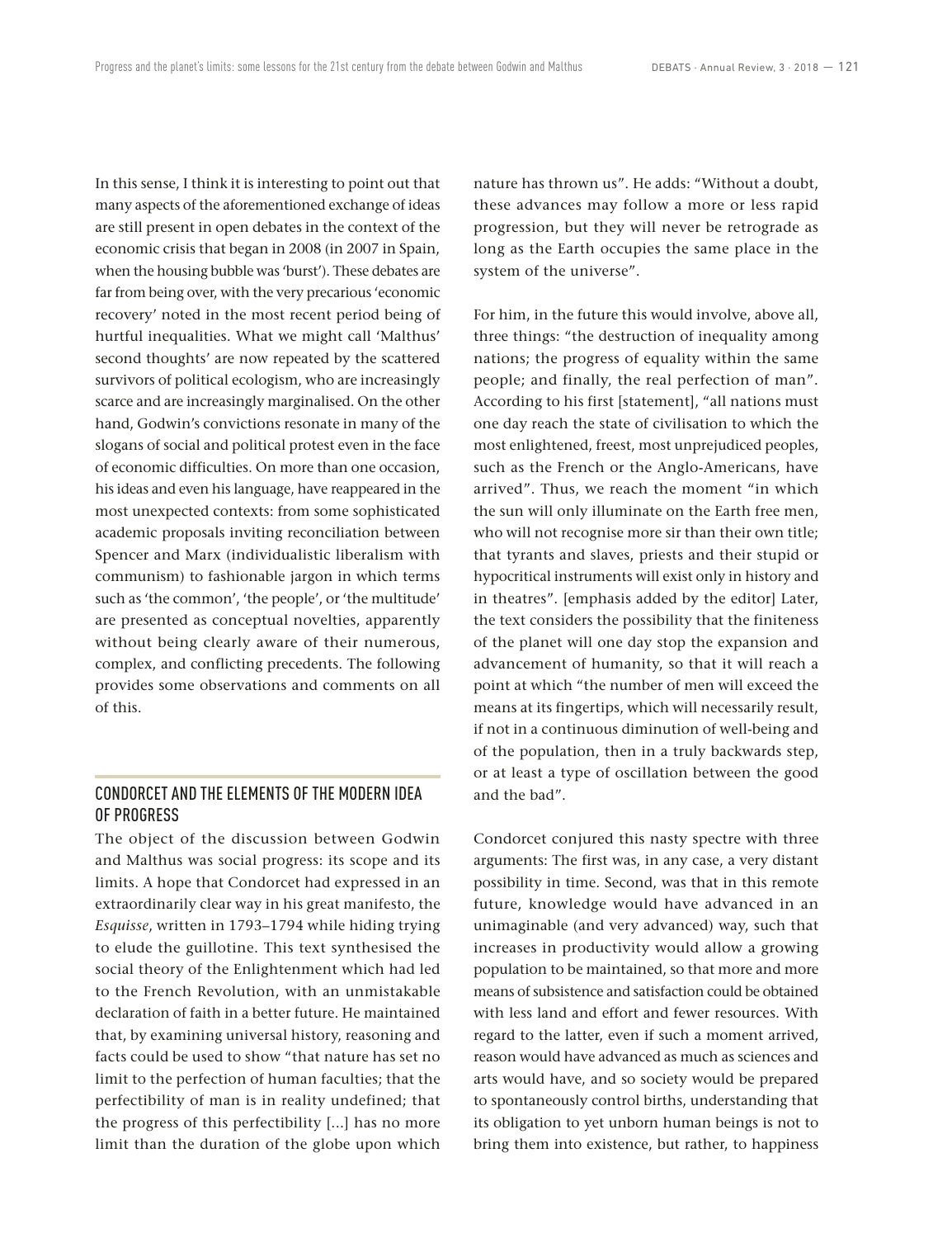In this sense, I think it is interesting to point out that many aspects of the aforementioned exchange of ideas are still present in open debates in the context of the economic crisis that began in 2008 (in 2007 in Spain, when the housing bubble was 'burst'). These debates are far from being over, with the very precarious 'economic recovery' noted in the most recent period being of hurtful inequalities. What we might call 'Malthus' second thoughts' are now repeated by the scattered survivors of political ecologism, who are increasingly scarce and are increasingly marginalised. On the other hand, Godwin's convictions resonate in many of the slogans of social and political protest even in the face of economic difficulties. On more than one occasion, his ideas and even his language, have reappeared in the most unexpected contexts: from some sophisticated academic proposals inviting reconciliation between Spencer and Marx (individualistic liberalism with communism) to fashionable jargon in which terms such as 'the common', 'the people', or 'the multitude' are presented as conceptual novelties, apparently without being clearly aware of their numerous, complex, and conflicting precedents. The following provides some observations and comments on all of this.

## CONDORCET AND THE ELEMENTS OF THE MODERN IDEA OF PROGRESS

The object of the discussion between Godwin and Malthus was social progress: its scope and its limits. A hope that Condorcet had expressed in an extraordinarily clear way in his great manifesto, the *Esquisse*, written in 1793–1794 while hiding trying to elude the guillotine. This text synthesised the social theory of the Enlightenment which had led to the French Revolution, with an unmistakable declaration of faith in a better future. He maintained that, by examining universal history, reasoning and facts could be used to show "that nature has set no limit to the perfection of human faculties; that the perfectibility of man is in reality undefined; that the progress of this perfectibility [...] has no more limit than the duration of the globe upon which nature has thrown us". He adds: "Without a doubt, these advances may follow a more or less rapid progression, but they will never be retrograde as long as the Earth occupies the same place in the system of the universe".

For him, in the future this would involve, above all, three things: "the destruction of inequality among nations; the progress of equality within the same people; and finally, the real perfection of man". According to his first [statement], "all nations must one day reach the state of civilisation to which the most enlightened, freest, most unprejudiced peoples, such as the French or the Anglo-Americans, have arrived". Thus, we reach the moment "in which the sun will only illuminate on the Earth free men, who will not recognise more sir than their own title; that tyrants and slaves, priests and their stupid or hypocritical instruments will exist only in history and in theatres". [emphasis added by the editor] Later, the text considers the possibility that the finiteness of the planet will one day stop the expansion and advancement of humanity, so that it will reach a point at which "the number of men will exceed the means at its fingertips, which will necessarily result, if not in a continuous diminution of well-being and of the population, then in a truly backwards step, or at least a type of oscillation between the good and the bad".

Condorcet conjured this nasty spectre with three arguments: The first was, in any case, a very distant possibility in time. Second, was that in this remote future, knowledge would have advanced in an unimaginable (and very advanced) way, such that increases in productivity would allow a growing population to be maintained, so that more and more means of subsistence and satisfaction could be obtained with less land and effort and fewer resources. With regard to the latter, even if such a moment arrived, reason would have advanced as much as sciences and arts would have, and so society would be prepared to spontaneously control births, understanding that its obligation to yet unborn human beings is not to bring them into existence, but rather, to happiness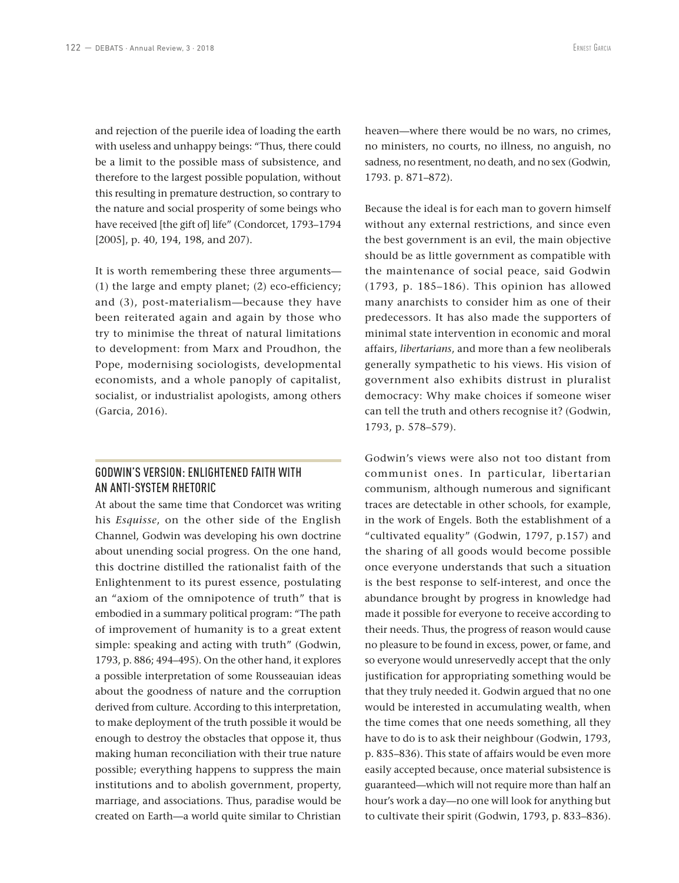and rejection of the puerile idea of loading the earth with useless and unhappy beings: "Thus, there could be a limit to the possible mass of subsistence, and therefore to the largest possible population, without this resulting in premature destruction, so contrary to the nature and social prosperity of some beings who have received [the gift of] life" (Condorcet, 1793–1794 [2005], p. 40, 194, 198, and 207).

It is worth remembering these three arguments—(1) the large and empty planet; (2) eco-efficiency; and (3), post-materialism—because they have been reiterated again and again by those who try to minimise the threat of natural limitations to development: from Marx and Proudhon, the Pope, modernising sociologists, developmental economists, and a whole panoply of capitalist, socialist, or industrialist apologists, among others (Garcia, 2016).

## GODWIN'S VERSION: ENLIGHTENED FAITH WITH AN ANTI-SYSTEM RHETORIC

At about the same time that Condorcet was writing his *Esquisse*, on the other side of the English Channel, Godwin was developing his own doctrine about unending social progress. On the one hand, this doctrine distilled the rationalist faith of the Enlightenment to its purest essence, postulating an "axiom of the omnipotence of truth" that is embodied in a summary political program: "The path of improvement of humanity is to a great extent simple: speaking and acting with truth" (Godwin, 1793, p. 886; 494–495). On the other hand, it explores a possible interpretation of some Rousseauian ideas about the goodness of nature and the corruption derived from culture. According to this interpretation, to make deployment of the truth possible it would be enough to destroy the obstacles that oppose it, thus making human reconciliation with their true nature possible; everything happens to suppress the main institutions and to abolish government, property, marriage, and associations. Thus, paradise would be created on Earth—a world quite similar to Christian heaven—where there would be no wars, no crimes, no ministers, no courts, no illness, no anguish, no sadness, no resentment, no death, and no sex (Godwin, 1793. p. 871–872).

Because the ideal is for each man to govern himself without any external restrictions, and since even the best government is an evil, the main objective should be as little government as compatible with the maintenance of social peace, said Godwin (1793, p. 185–186). This opinion has allowed many anarchists to consider him as one of their predecessors. It has also made the supporters of minimal state intervention in economic and moral affairs, *libertarians*, and more than a few neoliberals generally sympathetic to his views. His vision of government also exhibits distrust in pluralist democracy: Why make choices if someone wiser can tell the truth and others recognise it? (Godwin, 1793, p. 578–579).

Godwin's views were also not too distant from communist ones. In particular, libertarian communism, although numerous and significant traces are detectable in other schools, for example, in the work of Engels. Both the establishment of a "cultivated equality" (Godwin, 1797, p.157) and the sharing of all goods would become possible once everyone understands that such a situation is the best response to self-interest, and once the abundance brought by progress in knowledge had made it possible for everyone to receive according to their needs. Thus, the progress of reason would cause no pleasure to be found in excess, power, or fame, and so everyone would unreservedly accept that the only justification for appropriating something would be that they truly needed it. Godwin argued that no one would be interested in accumulating wealth, when the time comes that one needs something, all they have to do is to ask their neighbour (Godwin, 1793, p. 835–836). This state of affairs would be even more easily accepted because, once material subsistence is guaranteed—which will not require more than half an hour's work a day—no one will look for anything but to cultivate their spirit (Godwin, 1793, p. 833–836).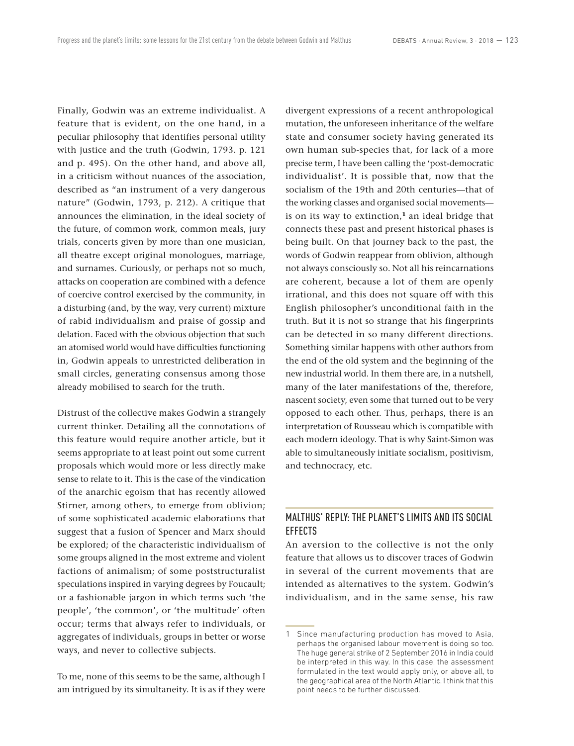Finally, Godwin was an extreme individualist. A feature that is evident, on the one hand, in a peculiar philosophy that identifies personal utility with justice and the truth (Godwin, 1793. p. 121 and p. 495). On the other hand, and above all, in a criticism without nuances of the association, described as "an instrument of a very dangerous nature" (Godwin, 1793, p. 212). A critique that announces the elimination, in the ideal society of the future, of common work, common meals, jury trials, concerts given by more than one musician, all theatre except original monologues, marriage, and surnames. Curiously, or perhaps not so much, attacks on cooperation are combined with a defence of coercive control exercised by the community, in a disturbing (and, by the way, very current) mixture of rabid individualism and praise of gossip and delation. Faced with the obvious objection that such an atomised world would have difficulties functioning in, Godwin appeals to unrestricted deliberation in small circles, generating consensus among those already mobilised to search for the truth.

Distrust of the collective makes Godwin a strangely current thinker. Detailing all the connotations of this feature would require another article, but it seems appropriate to at least point out some current proposals which would more or less directly make sense to relate to it. This is the case of the vindication of the anarchic egoism that has recently allowed Stirner, among others, to emerge from oblivion; of some sophisticated academic elaborations that suggest that a fusion of Spencer and Marx should be explored; of the characteristic individualism of some groups aligned in the most extreme and violent factions of animalism; of some poststructuralist speculations inspired in varying degrees by Foucault; or a fashionable jargon in which terms such 'the people', 'the common', or 'the multitude' often occur; terms that always refer to individuals, or aggregates of individuals, groups in better or worse ways, and never to collective subjects.

To me, none of this seems to be the same, although I am intrigued by its simultaneity. It is as if they were divergent expressions of a recent anthropological mutation, the unforeseen inheritance of the welfare state and consumer society having generated its own human sub-species that, for lack of a more precise term, I have been calling the 'post-democratic individualist'. It is possible that, now that the socialism of the 19th and 20th centuries—that of the working classes and organised social movements—is on its way to extinction,[1] an ideal bridge that connects these past and present historical phases is being built. On that journey back to the past, the words of Godwin reappear from oblivion, although not always consciously so. Not all his reincarnations are coherent, because a lot of them are openly irrational, and this does not square off with this English philosopher's unconditional faith in the truth. But it is not so strange that his fingerprints can be detected in so many different directions. Something similar happens with other authors from the end of the old system and the beginning of the new industrial world. In them there are, in a nutshell, many of the later manifestations of the, therefore, nascent society, even some that turned out to be very opposed to each other. Thus, perhaps, there is an interpretation of Rousseau which is compatible with each modern ideology. That is why Saint-Simon was able to simultaneously initiate socialism, positivism, and technocracy, etc.

## MALTHUS' REPLY: THE PLANET'S LIMITS AND ITS SOCIAL EFFECTS

An aversion to the collective is not the only feature that allows us to discover traces of Godwin in several of the current movements that are intended as alternatives to the system. Godwin's individualism, and in the same sense, his raw

1 Since manufacturing production has moved to Asia, perhaps the organised labour movement is doing so too. The huge general strike of 2 September 2016 in India could be interpreted in this way. In this case, the assessment formulated in the text would apply only, or above all, to the geographical area of the North Atlantic. I think that this point needs to be further discussed.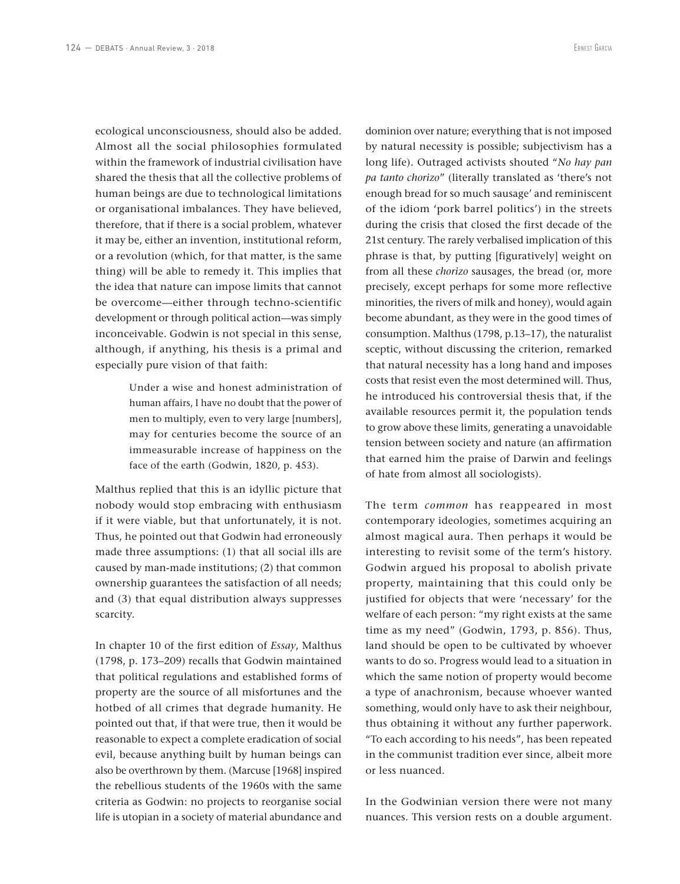ecological unconsciousness, should also be added. Almost all the social philosophies formulated within the framework of industrial civilisation have shared the thesis that all the collective problems of human beings are due to technological limitations or organisational imbalances. They have believed, therefore, that if there is a social problem, whatever it may be, either an invention, institutional reform, or a revolution (which, for that matter, is the same thing) will be able to remedy it. This implies that the idea that nature can impose limits that cannot be overcome—either through techno-scientific development or through political action—was simply inconceivable. Godwin is not special in this sense, although, if anything, his thesis is a primal and especially pure vision of that faith:

> Under a wise and honest administration of human affairs, I have no doubt that the power of men to multiply, even to very large [numbers], may for centuries become the source of an immeasurable increase of happiness on the face of the earth (Godwin, 1820, p. 453).

Malthus replied that this is an idyllic picture that nobody would stop embracing with enthusiasm if it were viable, but that unfortunately, it is not. Thus, he pointed out that Godwin had erroneously made three assumptions: (1) that all social ills are caused by man-made institutions; (2) that common ownership guarantees the satisfaction of all needs; and (3) that equal distribution always suppresses scarcity.

In chapter 10 of the first edition of *Essay*, Malthus (1798, p. 173–209) recalls that Godwin maintained that political regulations and established forms of property are the source of all misfortunes and the hotbed of all crimes that degrade humanity. He pointed out that, if that were true, then it would be reasonable to expect a complete eradication of social evil, because anything built by human beings can also be overthrown by them. (Marcuse [1968] inspired the rebellious students of the 1960s with the same criteria as Godwin: no projects to reorganise social life is utopian in a society of material abundance and dominion over nature; everything that is not imposed by natural necessity is possible; subjectivism has a long life). Outraged activists shouted "*No hay pan pa tanto chorizo*" (literally translated as 'there's not enough bread for so much sausage' and reminiscent of the idiom 'pork barrel politics') in the streets during the crisis that closed the first decade of the 21st century. The rarely verbalised implication of this phrase is that, by putting [figuratively] weight on from all these *chorizo* sausages, the bread (or, more precisely, except perhaps for some more reflective minorities, the rivers of milk and honey), would again become abundant, as they were in the good times of consumption. Malthus (1798, p.13–17), the naturalist sceptic, without discussing the criterion, remarked that natural necessity has a long hand and imposes costs that resist even the most determined will. Thus, he introduced his controversial thesis that, if the available resources permit it, the population tends to grow above these limits, generating a unavoidable tension between society and nature (an affirmation that earned him the praise of Darwin and feelings of hate from almost all sociologists).

The term *common* has reappeared in most contemporary ideologies, sometimes acquiring an almost magical aura. Then perhaps it would be interesting to revisit some of the term's history. Godwin argued his proposal to abolish private property, maintaining that this could only be justified for objects that were 'necessary' for the welfare of each person: "my right exists at the same time as my need" (Godwin, 1793, p. 856). Thus, land should be open to be cultivated by whoever wants to do so. Progress would lead to a situation in which the same notion of property would become a type of anachronism, because whoever wanted something, would only have to ask their neighbour, thus obtaining it without any further paperwork. "To each according to his needs", has been repeated in the communist tradition ever since, albeit more or less nuanced.

In the Godwinian version there were not many nuances. This version rests on a double argument.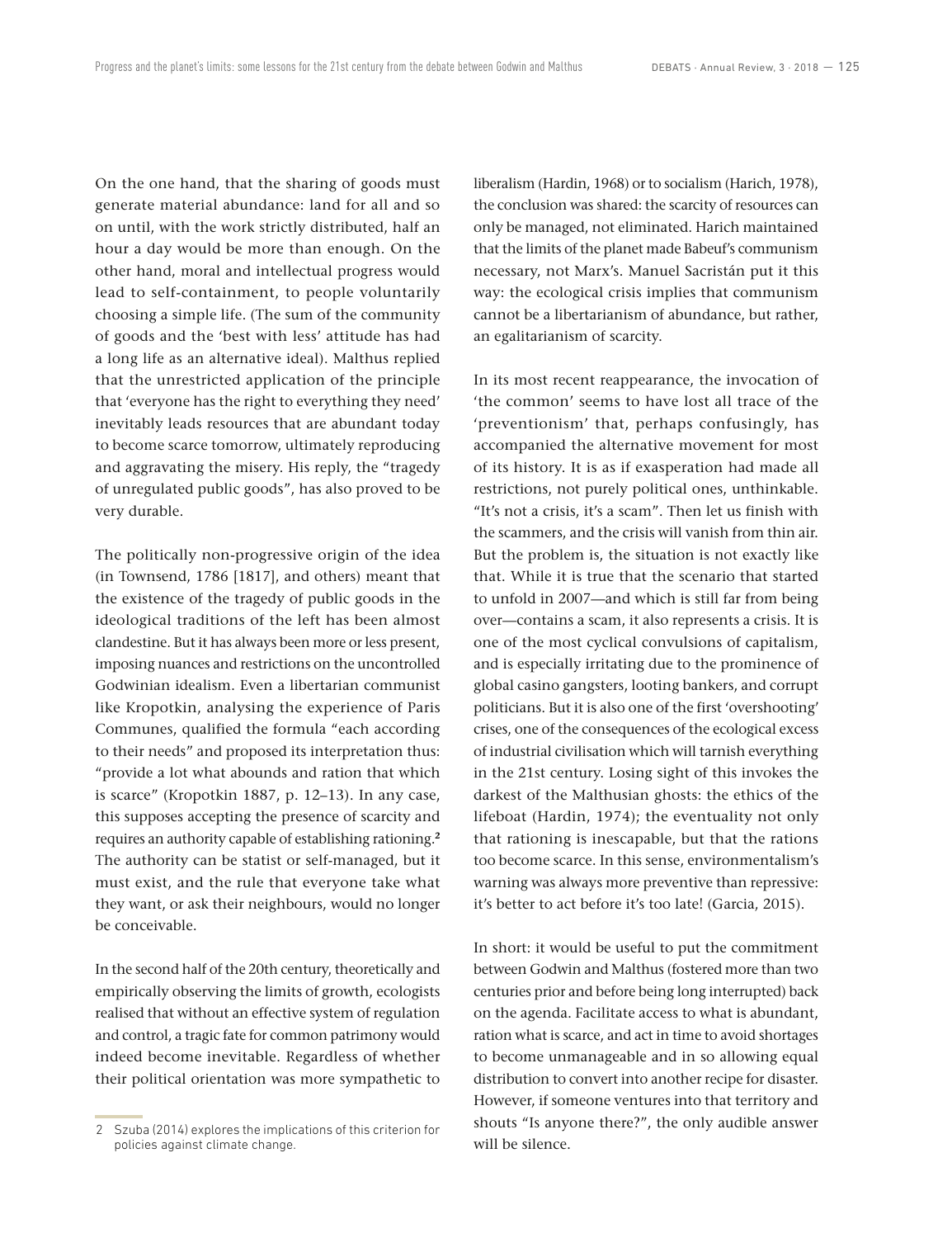On the one hand, that the sharing of goods must generate material abundance: land for all and so on until, with the work strictly distributed, half an hour a day would be more than enough. On the other hand, moral and intellectual progress would lead to self-containment, to people voluntarily choosing a simple life. (The sum of the community of goods and the 'best with less' attitude has had a long life as an alternative ideal). Malthus replied that the unrestricted application of the principle that 'everyone has the right to everything they need' inevitably leads resources that are abundant today to become scarce tomorrow, ultimately reproducing and aggravating the misery. His reply, the "tragedy of unregulated public goods", has also proved to be very durable.

The politically non-progressive origin of the idea (in Townsend, 1786 [1817], and others) meant that the existence of the tragedy of public goods in the ideological traditions of the left has been almost clandestine. But it has always been more or less present, imposing nuances and restrictions on the uncontrolled Godwinian idealism. Even a libertarian communist like Kropotkin, analysing the experience of Paris Communes, qualified the formula "each according to their needs" and proposed its interpretation thus: "provide a lot what abounds and ration that which is scarce" (Kropotkin 1887, p. 12–13). In any case, this supposes accepting the presence of scarcity and requires an authority capable of establishing rationing.[2] The authority can be statist or self-managed, but it must exist, and the rule that everyone take what they want, or ask their neighbours, would no longer be conceivable.

In the second half of the 20th century, theoretically and empirically observing the limits of growth, ecologists realised that without an effective system of regulation and control, a tragic fate for common patrimony would indeed become inevitable. Regardless of whether their political orientation was more sympathetic to liberalism (Hardin, 1968) or to socialism (Harich, 1978), the conclusion was shared: the scarcity of resources can only be managed, not eliminated. Harich maintained that the limits of the planet made Babeuf's communism necessary, not Marx's. Manuel Sacristán put it this way: the ecological crisis implies that communism cannot be a libertarianism of abundance, but rather, an egalitarianism of scarcity.

In its most recent reappearance, the invocation of 'the common' seems to have lost all trace of the 'preventionism' that, perhaps confusingly, has accompanied the alternative movement for most of its history. It is as if exasperation had made all restrictions, not purely political ones, unthinkable. "It's not a crisis, it's a scam". Then let us finish with the scammers, and the crisis will vanish from thin air. But the problem is, the situation is not exactly like that. While it is true that the scenario that started to unfold in 2007—and which is still far from being over—contains a scam, it also represents a crisis. It is one of the most cyclical convulsions of capitalism, and is especially irritating due to the prominence of global casino gangsters, looting bankers, and corrupt politicians. But it is also one of the first 'overshooting' crises, one of the consequences of the ecological excess of industrial civilisation which will tarnish everything in the 21st century. Losing sight of this invokes the darkest of the Malthusian ghosts: the ethics of the lifeboat (Hardin, 1974); the eventuality not only that rationing is inescapable, but that the rations too become scarce. In this sense, environmentalism's warning was always more preventive than repressive: it's better to act before it's too late! (Garcia, 2015).

In short: it would be useful to put the commitment between Godwin and Malthus (fostered more than two centuries prior and before being long interrupted) back on the agenda. Facilitate access to what is abundant, ration what is scarce, and act in time to avoid shortages to become unmanageable and in so allowing equal distribution to convert into another recipe for disaster. However, if someone ventures into that territory and shouts "Is anyone there?", the only audible answer will be silence.

2 Szuba (2014) explores the implications of this criterion for policies against climate change.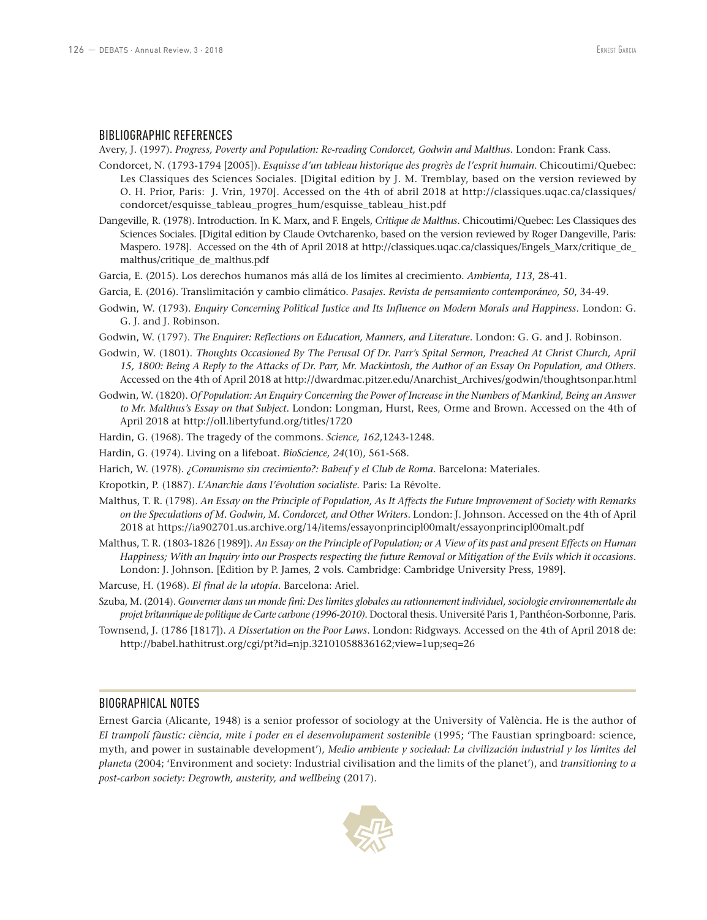## BIBLIOGRAPHIC REFERENCES

Avery, J. (1997). *Progress, Poverty and Population: Re-reading Condorcet, Godwin and Malthus*. London: Frank Cass.

Condorcet, N. (1793-1794 [2005]). *Esquisse d'un tableau historique des progrès de l'esprit humain*. Chicoutimi/Quebec: Les Classiques des Sciences Sociales. [Digital edition by J. M. Tremblay, based on the version reviewed by O. H. Prior, Paris: J. Vrin, 1970]. Accessed on the 4th of abril 2018 at http://classiques.uqac.ca/classiques/condorcet/esquisse_tableau_progres_hum/esquisse_tableau_hist.pdf

Dangeville, R. (1978). Introduction. In K. Marx, and F. Engels, *Critique de Malthus*. Chicoutimi/Quebec: Les Classiques des Sciences Sociales. [Digital edition by Claude Ovtcharenko, based on the version reviewed by Roger Dangeville, Paris: Maspero. 1978]. Accessed on the 4th of April 2018 at http://classiques.uqac.ca/classiques/Engels_Marx/critique_de_malthus/critique_de_malthus.pdf

Garcia, E. (2015). Los derechos humanos más allá de los límites al crecimiento. *Ambienta, 113*, 28-41.

Garcia, E. (2016). Translimitación y cambio climático. *Pasajes. Revista de pensamiento contemporáneo, 50*, 34-49.

Godwin, W. (1793). *Enquiry Concerning Political Justice and Its Influence on Modern Morals and Happiness*. London: G. G. J. and J. Robinson.

Godwin, W. (1797). *The Enquirer: Reflections on Education, Manners, and Literature*. London: G. G. and J. Robinson.

Godwin, W. (1801). *Thoughts Occasioned By The Perusal Of Dr. Parr's Spital Sermon, Preached At Christ Church, April 15, 1800: Being A Reply to the Attacks of Dr. Parr, Mr. Mackintosh, the Author of an Essay On Population, and Others*. Accessed on the 4th of April 2018 at http://dwardmac.pitzer.edu/Anarchist_Archives/godwin/thoughtsonpar.html

Godwin, W. (1820). *Of Population: An Enquiry Concerning the Power of Increase in the Numbers of Mankind, Being an Answer to Mr. Malthus's Essay on that Subject*. London: Longman, Hurst, Rees, Orme and Brown. Accessed on the 4th of April 2018 at http://oll.libertyfund.org/titles/1720

Hardin, G. (1968). The tragedy of the commons. *Science, 162*,1243-1248.

Hardin, G. (1974). Living on a lifeboat. *BioScience, 24*(10), 561-568.

Harich, W. (1978). *¿Comunismo sin crecimiento?: Babeuf y el Club de Roma*. Barcelona: Materiales.

Kropotkin, P. (1887). *L'Anarchie dans l'évolution socialiste*. Paris: La Révolte.

Malthus, T. R. (1798). *An Essay on the Principle of Population, As It Affects the Future Improvement of Society with Remarks on the Speculations of M. Godwin, M. Condorcet, and Other Writers*. London: J. Johnson. Accessed on the 4th of April 2018 at https://ia902701.us.archive.org/14/items/essayonprincipl00malt/essayonprincipl00malt.pdf

Malthus, T. R. (1803-1826 [1989]). *An Essay on the Principle of Population; or A View of its past and present Effects on Human Happiness; With an Inquiry into our Prospects respecting the future Removal or Mitigation of the Evils which it occasions*. London: J. Johnson. [Edition by P. James, 2 vols. Cambridge: Cambridge University Press, 1989].

Marcuse, H. (1968). *El final de la utopía*. Barcelona: Ariel.

Szuba, M. (2014). *Gouverner dans un monde fini: Des limites globales au rationnement individuel, sociologie environnementale du projet britannique de politique de Carte carbone (1996-2010)*. Doctoral thesis. Université Paris 1, Panthéon-Sorbonne, Paris.

Townsend, J. (1786 [1817]). *A Dissertation on the Poor Laws*. London: Ridgways. Accessed on the 4th of April 2018 de: http://babel.hathitrust.org/cgi/pt?id=njp.32101058836162;view=1up;seq=26

## BIOGRAPHICAL NOTES

Ernest Garcia (Alicante, 1948) is a senior professor of sociology at the University of València. He is the author of *El trampolí fàustic: ciència, mite i poder en el desenvolupament sostenible* (1995; 'The Faustian springboard: science, myth, and power in sustainable development'), *Medio ambiente y sociedad: La civilización industrial y los límites del planeta* (2004; 'Environment and society: Industrial civilisation and the limits of the planet'), and *transitioning to a post-carbon society: Degrowth, austerity, and wellbeing* (2017).